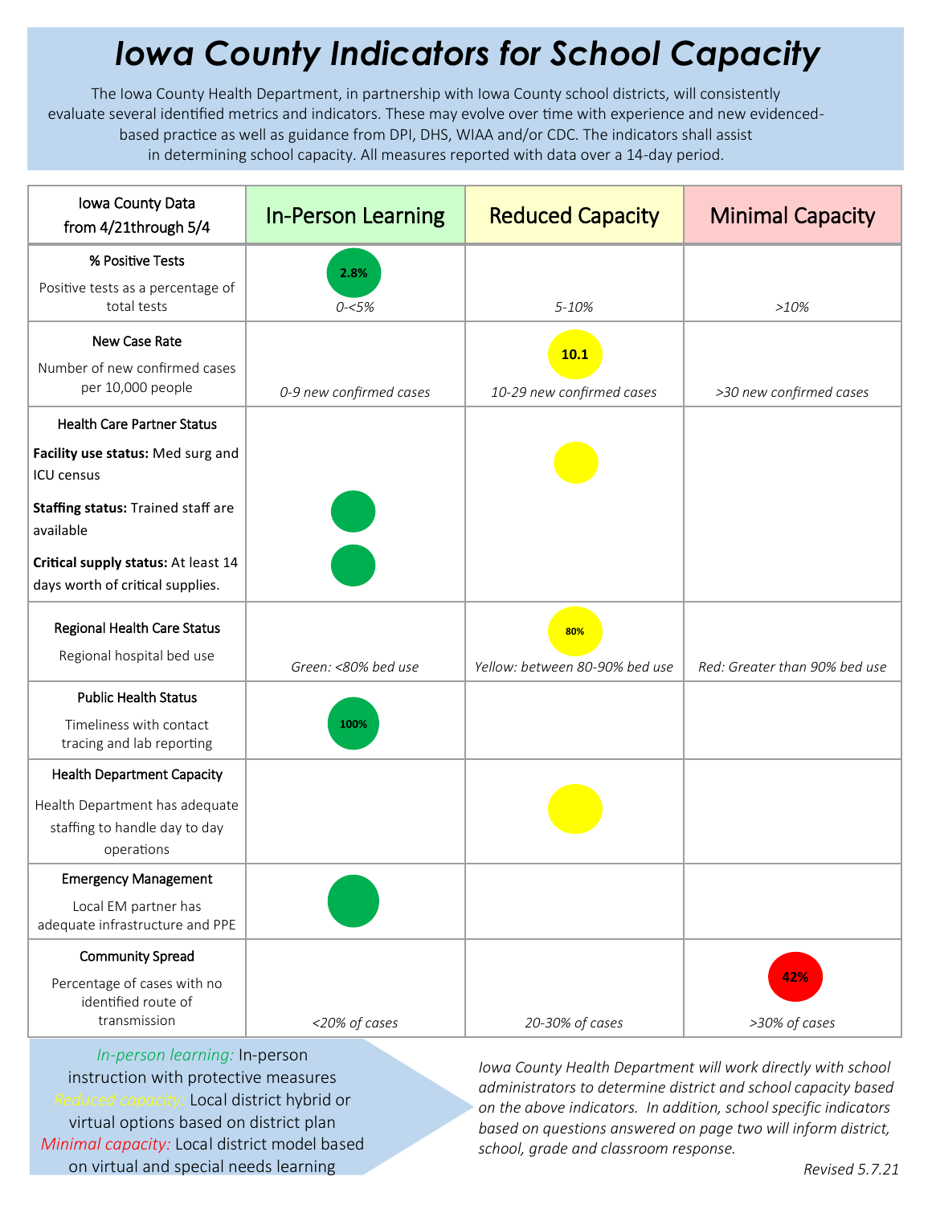# Iowa County Indicators for School Capacity

The Iowa County Health Department, in partnership with Iowa County school districts, will consistently evaluate several identified metrics and indicators. These may evolve over time with experience and new evidenced-based practice as well as guidance from DPI, DHS, WIAA and/or CDC. The indicators shall assist in determining school capacity. All measures reported with data over a 14-day period.

| Iowa County Data from 4/21through 5/4 | In-Person Learning | Reduced Capacity | Minimal Capacity |
|---|---|---|---|
| **% Positive Tests**<br>Positive tests as a percentage of total tests | 2.8%<br>*0-<5%* | *5-10%* | *>10%* |
| **New Case Rate**<br>Number of new confirmed cases per 10,000 people | *0-9 new confirmed cases* | 10.1<br>*10-29 new confirmed cases* | *>30 new confirmed cases* |
| **Health Care Partner Status**<br>**Facility use status:** Med surg and ICU census | | ● | |
| **Staffing status:** Trained staff are available | ● | | |
| **Critical supply status:** At least 14 days worth of critical supplies. | ● | | |
| **Regional Health Care Status**<br>Regional hospital bed use | *Green: <80% bed use* | 80%<br>*Yellow: between 80-90% bed use* | *Red: Greater than 90% bed use* |
| **Public Health Status**<br>Timeliness with contact tracing and lab reporting | 100% | | |
| **Health Department Capacity**<br>Health Department has adequate staffing to handle day to day operations | | ● | |
| **Emergency Management**<br>Local EM partner has adequate infrastructure and PPE | ● | | |
| **Community Spread**<br>Percentage of cases with no identified route of transmission | *<20% of cases* | *20-30% of cases* | 42%<br>*>30% of cases* |

*In-person learning:* In-person instruction with protective measures
*Reduced capacity:* Local district hybrid or virtual options based on district plan
*Minimal capacity:* Local district model based on virtual and special needs learning

*Iowa County Health Department will work directly with school administrators to determine district and school capacity based on the above indicators. In addition, school specific indicators based on questions answered on page two will inform district, school, grade and classroom response.*

*Revised 5.7.21*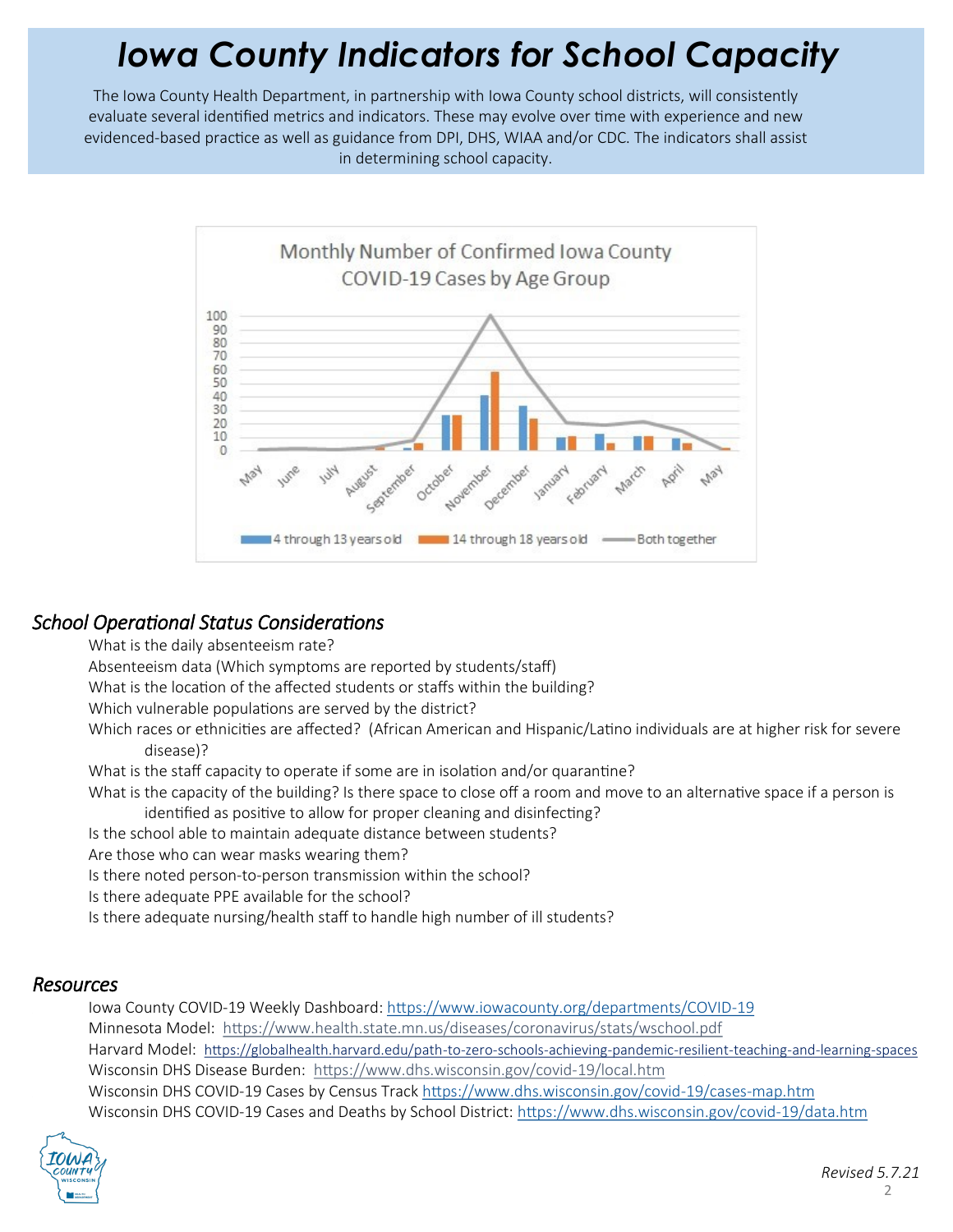# Iowa County Indicators for School Capacity

The Iowa County Health Department, in partnership with Iowa County school districts, will consistently evaluate several identified metrics and indicators. These may evolve over time with experience and new evidenced-based practice as well as guidance from DPI, DHS, WIAA and/or CDC. The indicators shall assist in determining school capacity.

Monthly Number of Confirmed Iowa County COVID-19 Cases by Age Group

100
90
80
70
60
50
40
30
20
10
0

May June July August September October November December January February March April May

4 through 13 years old
14 through 18 years old
Both together

## School Operational Status Considerations

What is the daily absenteeism rate?
Absenteeism data (Which symptoms are reported by students/staff)
What is the location of the affected students or staffs within the building?
Which vulnerable populations are served by the district?
Which races or ethnicities are affected? (African American and Hispanic/Latino individuals are at higher risk for severe disease)?
What is the staff capacity to operate if some are in isolation and/or quarantine?
What is the capacity of the building? Is there space to close off a room and move to an alternative space if a person is identified as positive to allow for proper cleaning and disinfecting?
Is the school able to maintain adequate distance between students?
Are those who can wear masks wearing them?
Is there noted person-to-person transmission within the school?
Is there adequate PPE available for the school?
Is there adequate nursing/health staff to handle high number of ill students?

## Resources

Iowa County COVID-19 Weekly Dashboard: https://www.iowacounty.org/departments/COVID-19
Minnesota Model: https://www.health.state.mn.us/diseases/coronavirus/stats/wschool.pdf
Harvard Model: https://globalhealth.harvard.edu/path-to-zero-schools-achieving-pandemic-resilient-teaching-and-learning-spaces
Wisconsin DHS Disease Burden: https://www.dhs.wisconsin.gov/covid-19/local.htm
Wisconsin DHS COVID-19 Cases by Census Track https://www.dhs.wisconsin.gov/covid-19/cases-map.htm
Wisconsin DHS COVID-19 Cases and Deaths by School District: https://www.dhs.wisconsin.gov/covid-19/data.htm

*Revised 5.7.21*